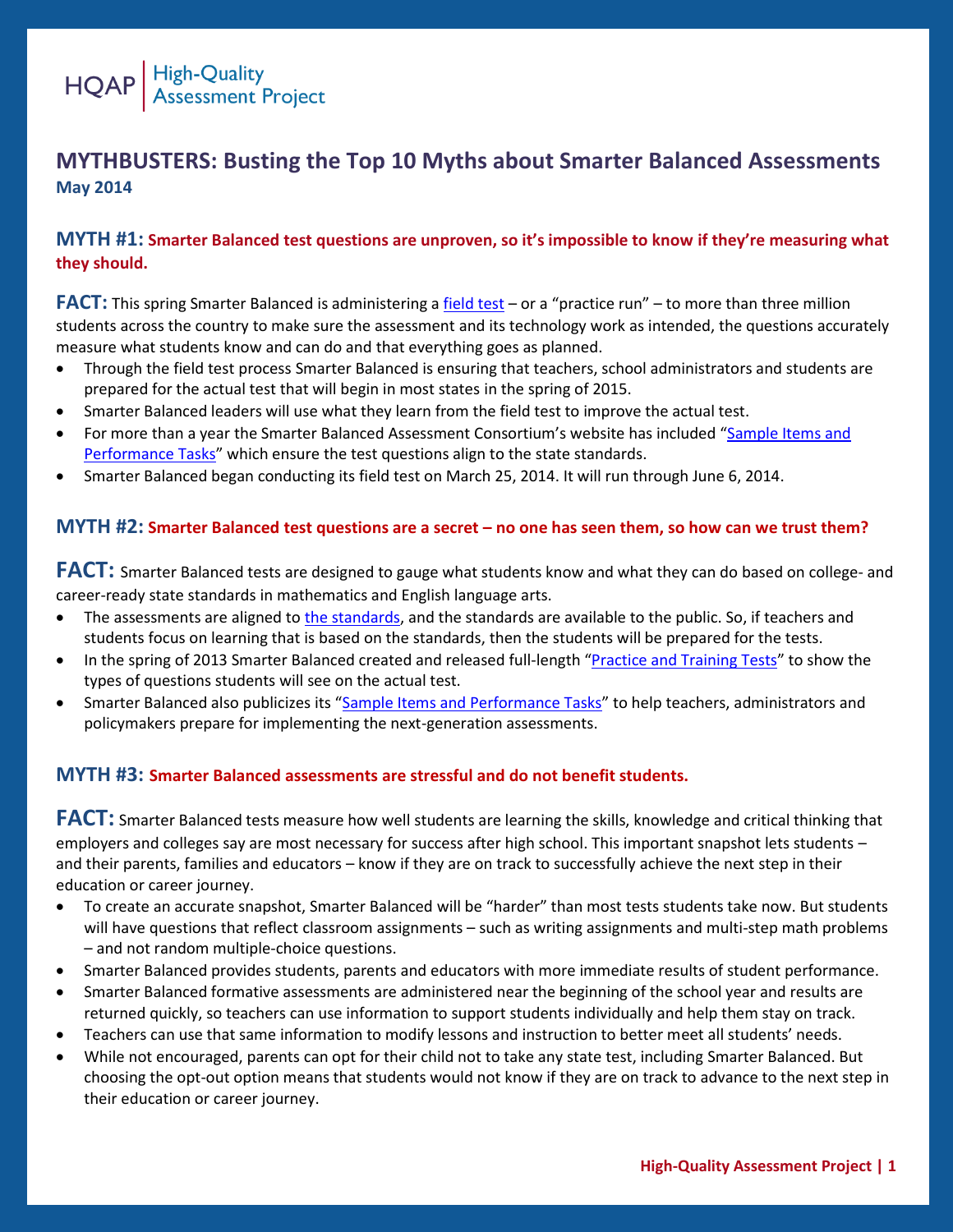HQAP | High-Quality Assessment Project

# MYTHBUSTERS: Busting the Top 10 Myths about Smarter Balanced Assessments

**May 2014**

## MYTH #1: Smarter Balanced test questions are unproven, so it's impossible to know if they're measuring what they should.

**FACT:** This spring Smarter Balanced is administering a field test – or a "practice run" – to more than three million students across the country to make sure the assessment and its technology work as intended, the questions accurately measure what students know and can do and that everything goes as planned.

- Through the field test process Smarter Balanced is ensuring that teachers, school administrators and students are prepared for the actual test that will begin in most states in the spring of 2015.
- Smarter Balanced leaders will use what they learn from the field test to improve the actual test.
- For more than a year the Smarter Balanced Assessment Consortium's website has included "Sample Items and Performance Tasks" which ensure the test questions align to the state standards.
- Smarter Balanced began conducting its field test on March 25, 2014. It will run through June 6, 2014.

## MYTH #2: Smarter Balanced test questions are a secret – no one has seen them, so how can we trust them?

**FACT:** Smarter Balanced tests are designed to gauge what students know and what they can do based on college- and career-ready state standards in mathematics and English language arts.

- The assessments are aligned to the standards, and the standards are available to the public. So, if teachers and students focus on learning that is based on the standards, then the students will be prepared for the tests.
- In the spring of 2013 Smarter Balanced created and released full-length "Practice and Training Tests" to show the types of questions students will see on the actual test.
- Smarter Balanced also publicizes its "Sample Items and Performance Tasks" to help teachers, administrators and policymakers prepare for implementing the next-generation assessments.

## MYTH #3: Smarter Balanced assessments are stressful and do not benefit students.

**FACT:** Smarter Balanced tests measure how well students are learning the skills, knowledge and critical thinking that employers and colleges say are most necessary for success after high school. This important snapshot lets students – and their parents, families and educators – know if they are on track to successfully achieve the next step in their education or career journey.

- To create an accurate snapshot, Smarter Balanced will be "harder" than most tests students take now. But students will have questions that reflect classroom assignments – such as writing assignments and multi-step math problems – and not random multiple-choice questions.
- Smarter Balanced provides students, parents and educators with more immediate results of student performance.
- Smarter Balanced formative assessments are administered near the beginning of the school year and results are returned quickly, so teachers can use information to support students individually and help them stay on track.
- Teachers can use that same information to modify lessons and instruction to better meet all students' needs.
- While not encouraged, parents can opt for their child not to take any state test, including Smarter Balanced. But choosing the opt-out option means that students would not know if they are on track to advance to the next step in their education or career journey.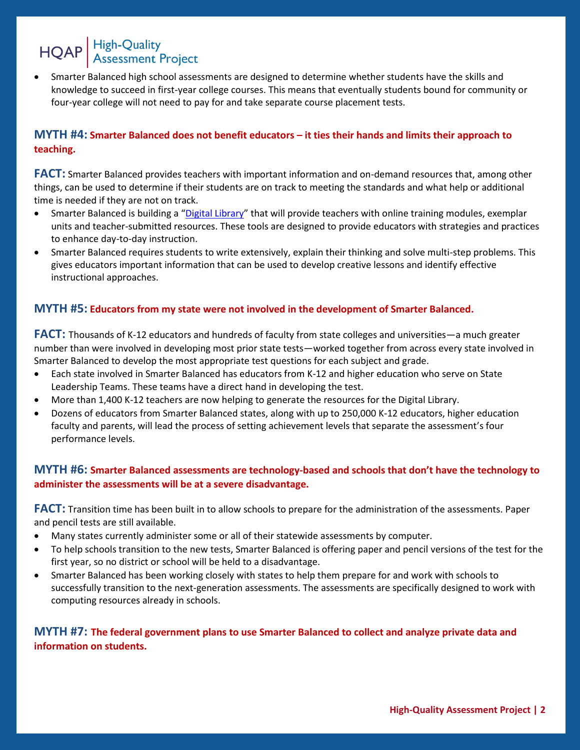- Smarter Balanced high school assessments are designed to determine whether students have the skills and knowledge to succeed in first-year college courses. This means that eventually students bound for community or four-year college will not need to pay for and take separate course placement tests.

### MYTH #4: Smarter Balanced does not benefit educators – it ties their hands and limits their approach to teaching.

**FACT:** Smarter Balanced provides teachers with important information and on-demand resources that, among other things, can be used to determine if their students are on track to meeting the standards and what help or additional time is needed if they are not on track.

- Smarter Balanced is building a "Digital Library" that will provide teachers with online training modules, exemplar units and teacher-submitted resources. These tools are designed to provide educators with strategies and practices to enhance day-to-day instruction.
- Smarter Balanced requires students to write extensively, explain their thinking and solve multi-step problems. This gives educators important information that can be used to develop creative lessons and identify effective instructional approaches.

### MYTH #5: Educators from my state were not involved in the development of Smarter Balanced.

**FACT:** Thousands of K-12 educators and hundreds of faculty from state colleges and universities—a much greater number than were involved in developing most prior state tests—worked together from across every state involved in Smarter Balanced to develop the most appropriate test questions for each subject and grade.

- Each state involved in Smarter Balanced has educators from K-12 and higher education who serve on State Leadership Teams. These teams have a direct hand in developing the test.
- More than 1,400 K-12 teachers are now helping to generate the resources for the Digital Library.
- Dozens of educators from Smarter Balanced states, along with up to 250,000 K-12 educators, higher education faculty and parents, will lead the process of setting achievement levels that separate the assessment's four performance levels.

### MYTH #6: Smarter Balanced assessments are technology-based and schools that don't have the technology to administer the assessments will be at a severe disadvantage.

**FACT:** Transition time has been built in to allow schools to prepare for the administration of the assessments. Paper and pencil tests are still available.

- Many states currently administer some or all of their statewide assessments by computer.
- To help schools transition to the new tests, Smarter Balanced is offering paper and pencil versions of the test for the first year, so no district or school will be held to a disadvantage.
- Smarter Balanced has been working closely with states to help them prepare for and work with schools to successfully transition to the next-generation assessments. The assessments are specifically designed to work with computing resources already in schools.

### MYTH #7: The federal government plans to use Smarter Balanced to collect and analyze private data and information on students.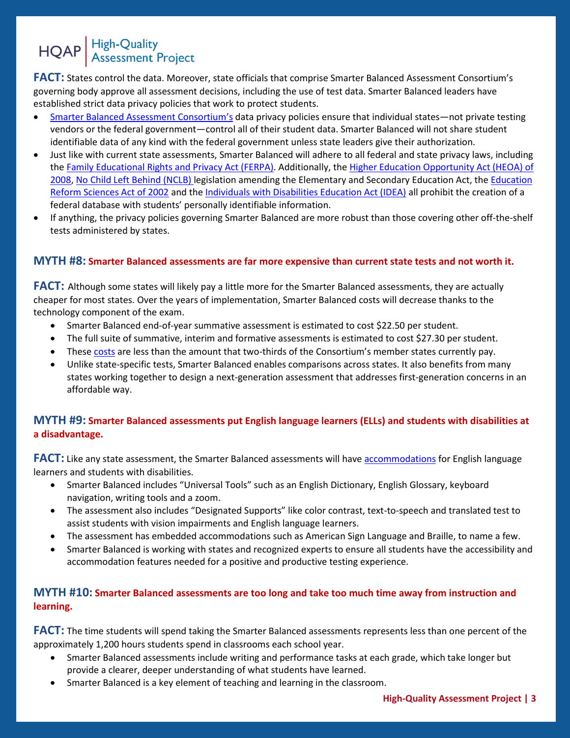**FACT:** States control the data. Moreover, state officials that comprise Smarter Balanced Assessment Consortium's governing body approve all assessment decisions, including the use of test data. Smarter Balanced leaders have established strict data privacy policies that work to protect students.

- Smarter Balanced Assessment Consortium's data privacy policies ensure that individual states—not private testing vendors or the federal government—control all of their student data. Smarter Balanced will not share student identifiable data of any kind with the federal government unless state leaders give their authorization.
- Just like with current state assessments, Smarter Balanced will adhere to all federal and state privacy laws, including the Family Educational Rights and Privacy Act (FERPA). Additionally, the Higher Education Opportunity Act (HEOA) of 2008, No Child Left Behind (NCLB) legislation amending the Elementary and Secondary Education Act, the Education Reform Sciences Act of 2002 and the Individuals with Disabilities Education Act (IDEA) all prohibit the creation of a federal database with students' personally identifiable information.
- If anything, the privacy policies governing Smarter Balanced are more robust than those covering other off-the-shelf tests administered by states.

## MYTH #8: Smarter Balanced assessments are far more expensive than current state tests and not worth it.

**FACT:** Although some states will likely pay a little more for the Smarter Balanced assessments, they are actually cheaper for most states. Over the years of implementation, Smarter Balanced costs will decrease thanks to the technology component of the exam.

- Smarter Balanced end-of-year summative assessment is estimated to cost $22.50 per student.
- The full suite of summative, interim and formative assessments is estimated to cost $27.30 per student.
- These costs are less than the amount that two-thirds of the Consortium's member states currently pay.
- Unlike state-specific tests, Smarter Balanced enables comparisons across states. It also benefits from many states working together to design a next-generation assessment that addresses first-generation concerns in an affordable way.

## MYTH #9: Smarter Balanced assessments put English language learners (ELLs) and students with disabilities at a disadvantage.

**FACT:** Like any state assessment, the Smarter Balanced assessments will have accommodations for English language learners and students with disabilities.

- Smarter Balanced includes "Universal Tools" such as an English Dictionary, English Glossary, keyboard navigation, writing tools and a zoom.
- The assessment also includes "Designated Supports" like color contrast, text-to-speech and translated test to assist students with vision impairments and English language learners.
- The assessment has embedded accommodations such as American Sign Language and Braille, to name a few.
- Smarter Balanced is working with states and recognized experts to ensure all students have the accessibility and accommodation features needed for a positive and productive testing experience.

## MYTH #10: Smarter Balanced assessments are too long and take too much time away from instruction and learning.

**FACT:** The time students will spend taking the Smarter Balanced assessments represents less than one percent of the approximately 1,200 hours students spend in classrooms each school year.

- Smarter Balanced assessments include writing and performance tasks at each grade, which take longer but provide a clearer, deeper understanding of what students have learned.
- Smarter Balanced is a key element of teaching and learning in the classroom.